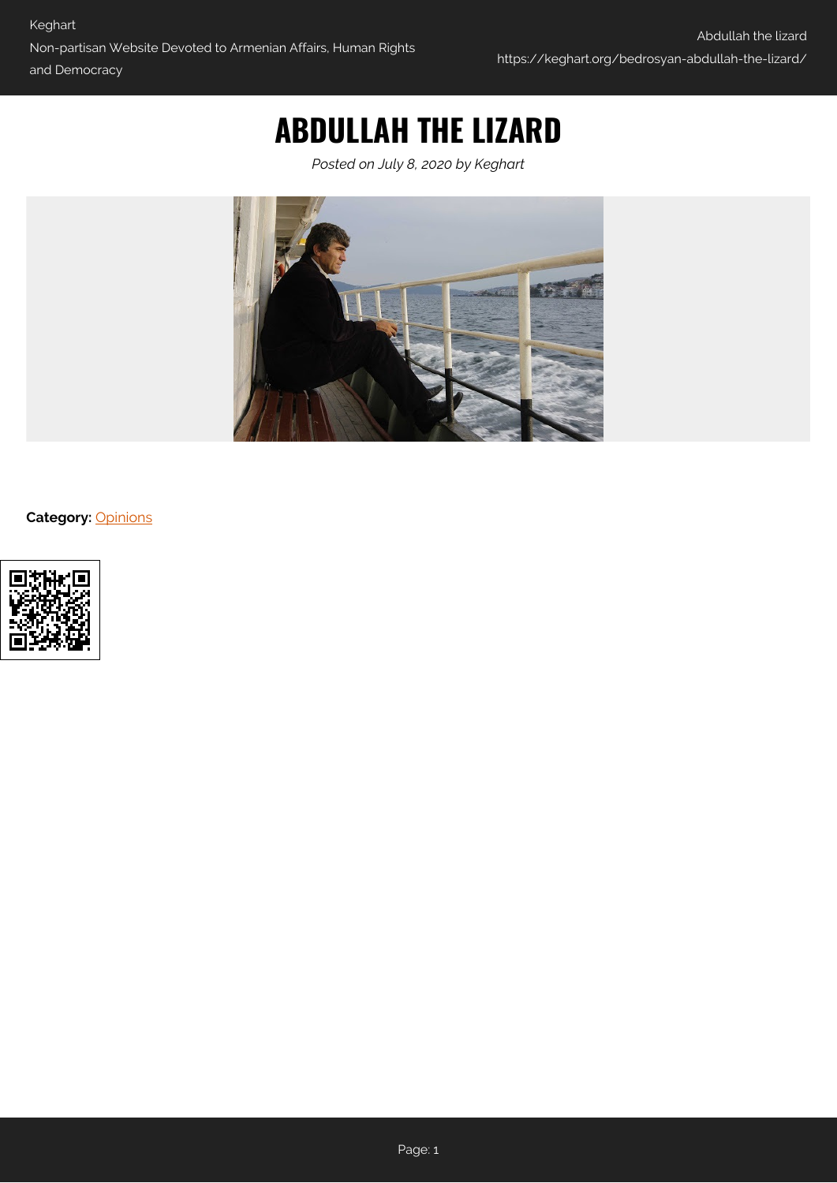# ABDULLAH THE LIZARD

*Posted on July 8, 2020 by Keghart*

**Category:** Opinions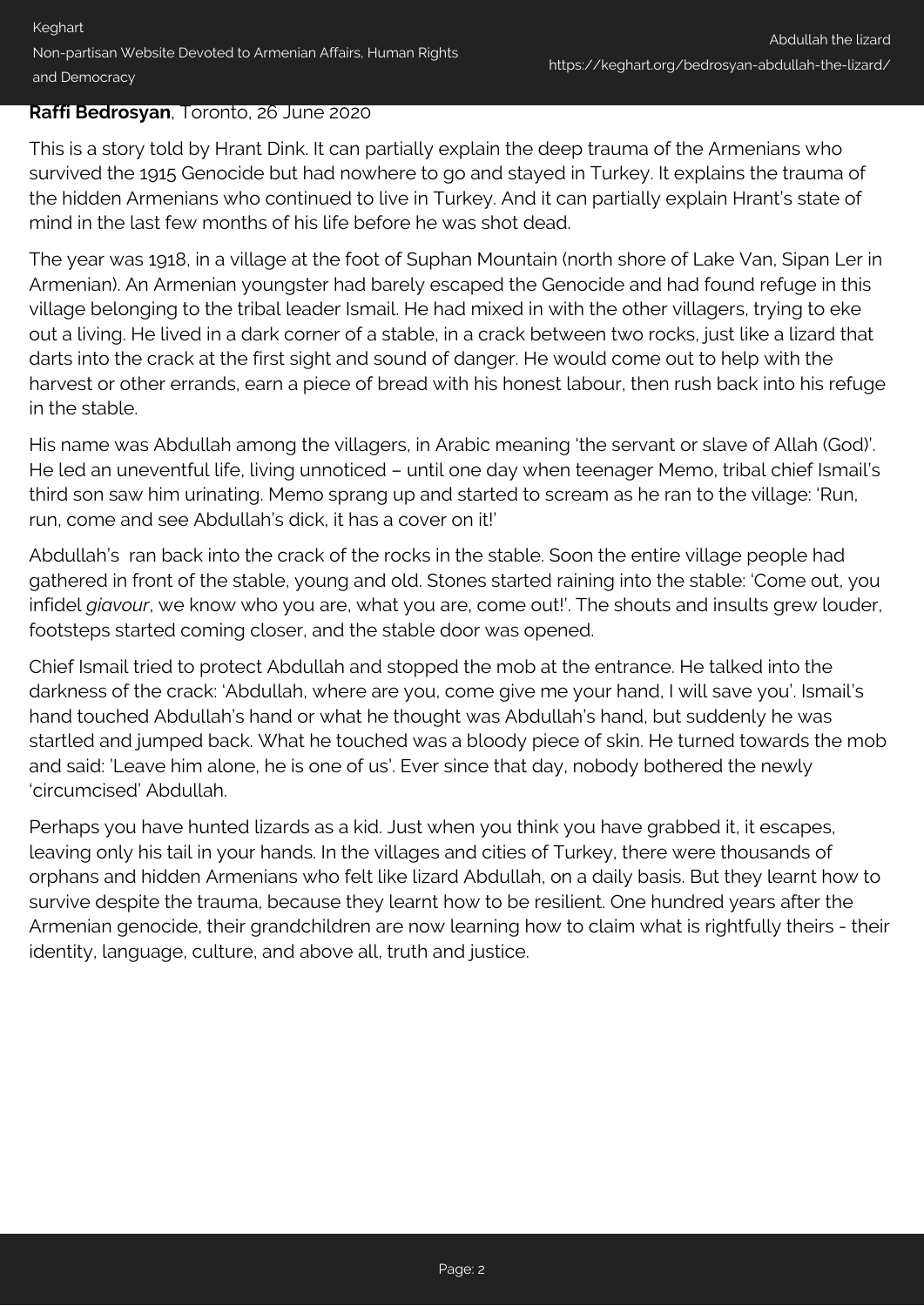**Raffi Bedrosyan**, Toronto, 26 June 2020

This is a story told by Hrant Dink. It can partially explain the deep trauma of the Armenians who survived the 1915 Genocide but had nowhere to go and stayed in Turkey. It explains the trauma of the hidden Armenians who continued to live in Turkey. And it can partially explain Hrant's state of mind in the last few months of his life before he was shot dead.

The year was 1918, in a village at the foot of Suphan Mountain (north shore of Lake Van, Sipan Ler in Armenian). An Armenian youngster had barely escaped the Genocide and had found refuge in this village belonging to the tribal leader Ismail. He had mixed in with the other villagers, trying to eke out a living. He lived in a dark corner of a stable, in a crack between two rocks, just like a lizard that darts into the crack at the first sight and sound of danger. He would come out to help with the harvest or other errands, earn a piece of bread with his honest labour, then rush back into his refuge in the stable.

His name was Abdullah among the villagers, in Arabic meaning 'the servant or slave of Allah (God)'. He led an uneventful life, living unnoticed – until one day when teenager Memo, tribal chief Ismail's third son saw him urinating. Memo sprang up and started to scream as he ran to the village: 'Run, run, come and see Abdullah's dick, it has a cover on it!'

Abdullah's ran back into the crack of the rocks in the stable. Soon the entire village people had gathered in front of the stable, young and old. Stones started raining into the stable: 'Come out, you infidel *giavour*, we know who you are, what you are, come out!'. The shouts and insults grew louder, footsteps started coming closer, and the stable door was opened.

Chief Ismail tried to protect Abdullah and stopped the mob at the entrance. He talked into the darkness of the crack: 'Abdullah, where are you, come give me your hand, I will save you'. Ismail's hand touched Abdullah's hand or what he thought was Abdullah's hand, but suddenly he was startled and jumped back. What he touched was a bloody piece of skin. He turned towards the mob and said: 'Leave him alone, he is one of us'. Ever since that day, nobody bothered the newly 'circumcised' Abdullah.

Perhaps you have hunted lizards as a kid. Just when you think you have grabbed it, it escapes, leaving only his tail in your hands. In the villages and cities of Turkey, there were thousands of orphans and hidden Armenians who felt like lizard Abdullah, on a daily basis. But they learnt how to survive despite the trauma, because they learnt how to be resilient. One hundred years after the Armenian genocide, their grandchildren are now learning how to claim what is rightfully theirs - their identity, language, culture, and above all, truth and justice.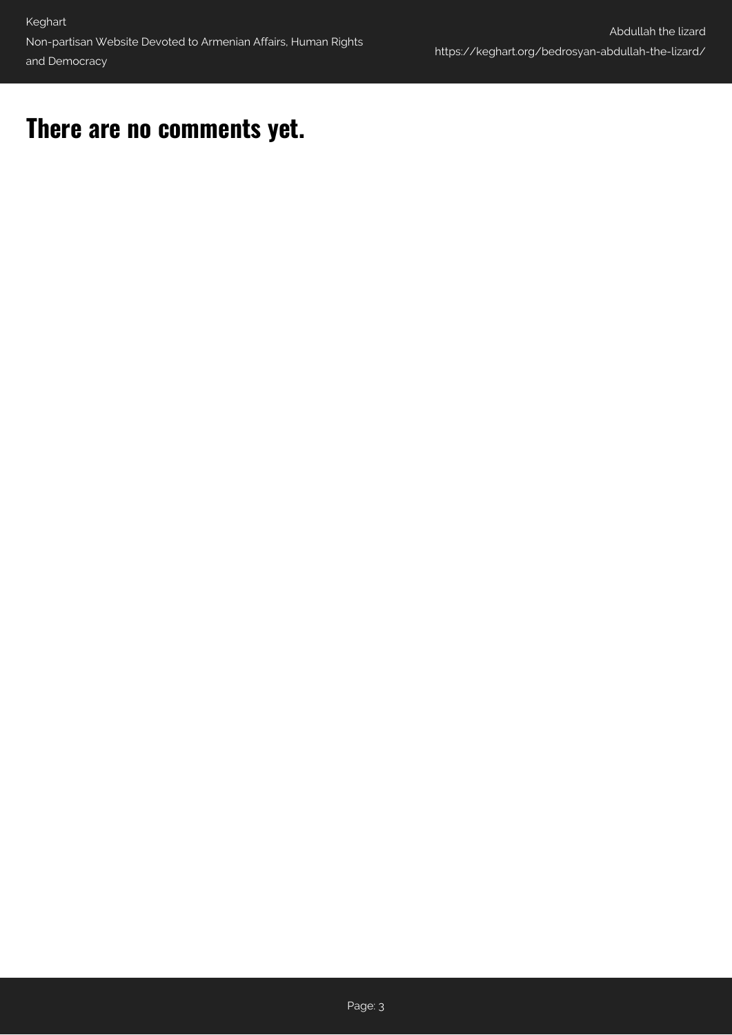## There are no comments yet.